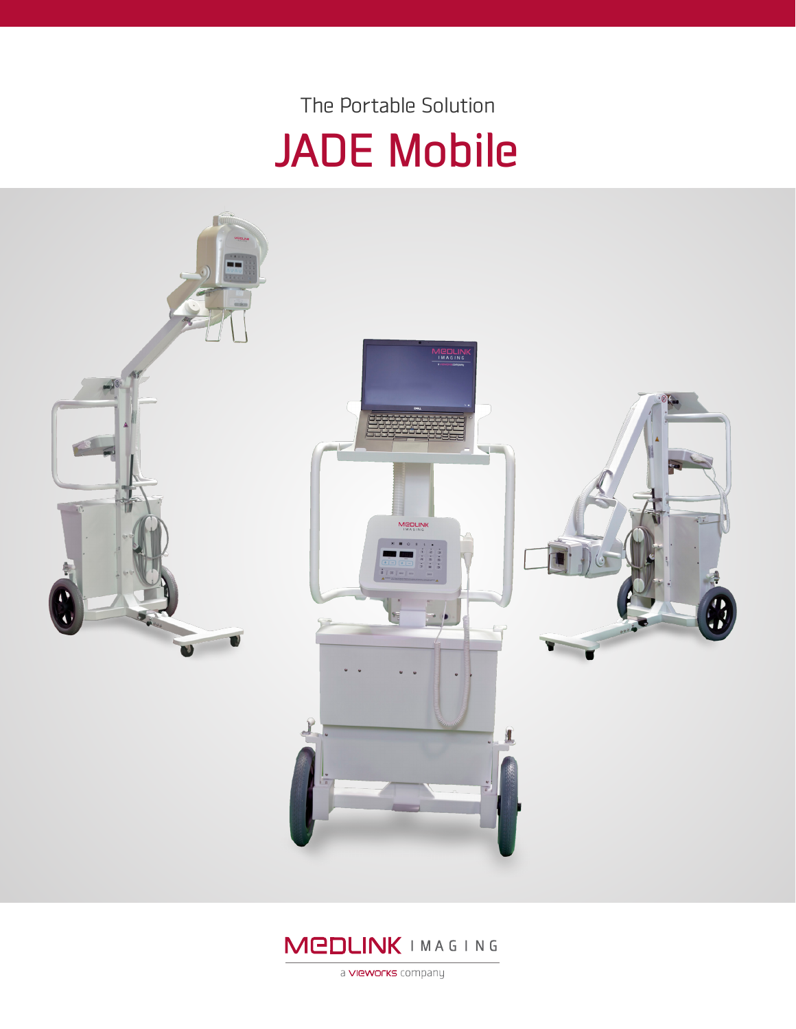The Portable Solution

# JADE Mobile

MEDLINK IMAGING

a VIEWORKS company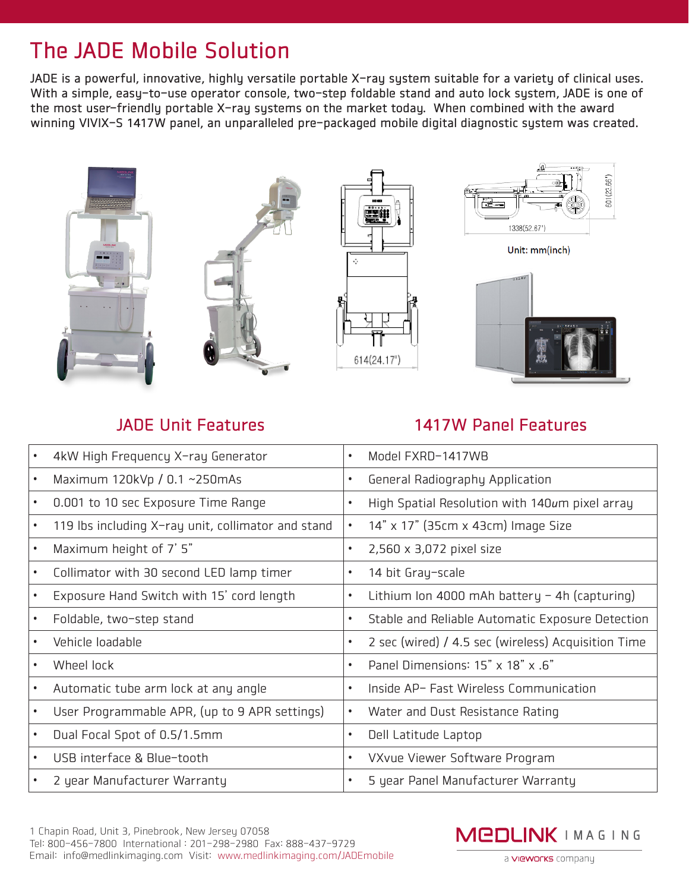# The JADE Mobile Solution

JADE is a powerful, innovative, highly versatile portable X-ray system suitable for a variety of clinical uses. With a simple, easy-to-use operator console, two-step foldable stand and auto lock system, JADE is one of the most user-friendly portable X-ray systems on the market today. When combined with the award winning VIVIX-S 1417W panel, an unparalleled pre-packaged mobile digital diagnostic system was created.

1338(52.67")

601(23.66")

614(24.17")

Unit: mm(inch)

| JADE Unit Features | 1417W Panel Features |
|---|---|
| • 4kW High Frequency X-ray Generator | • Model FXRD-1417WB |
| • Maximum 120kVp / 0.1 ~250mAs | • General Radiography Application |
| • 0.001 to 10 sec Exposure Time Range | • High Spatial Resolution with 140um pixel array |
| • 119 lbs including X-ray unit, collimator and stand | • 14" x 17" (35cm x 43cm) Image Size |
| • Maximum height of 7' 5" | • 2,560 x 3,072 pixel size |
| • Collimator with 30 second LED lamp timer | • 14 bit Gray-scale |
| • Exposure Hand Switch with 15' cord length | • Lithium Ion 4000 mAh battery - 4h (capturing) |
| • Foldable, two-step stand | • Stable and Reliable Automatic Exposure Detection |
| • Vehicle loadable | • 2 sec (wired) / 4.5 sec (wireless) Acquisition Time |
| • Wheel lock | • Panel Dimensions: 15" x 18" x .6" |
| • Automatic tube arm lock at any angle | • Inside AP- Fast Wireless Communication |
| • User Programmable APR, (up to 9 APR settings) | • Water and Dust Resistance Rating |
| • Dual Focal Spot of 0.5/1.5mm | • Dell Latitude Laptop |
| • USB interface & Blue-tooth | • VXvue Viewer Software Program |
| • 2 year Manufacturer Warranty | • 5 year Panel Manufacturer Warranty |

1 Chapin Road, Unit 3, Pinebrook, New Jersey 07058
Tel: 800-456-7800 International : 201-298-2980 Fax: 888-437-9729
Email: info@medlinkimaging.com Visit: www.medlinkimaging.com/JADEmobile

MEDLINK IMAGING
a VIEWORKS company